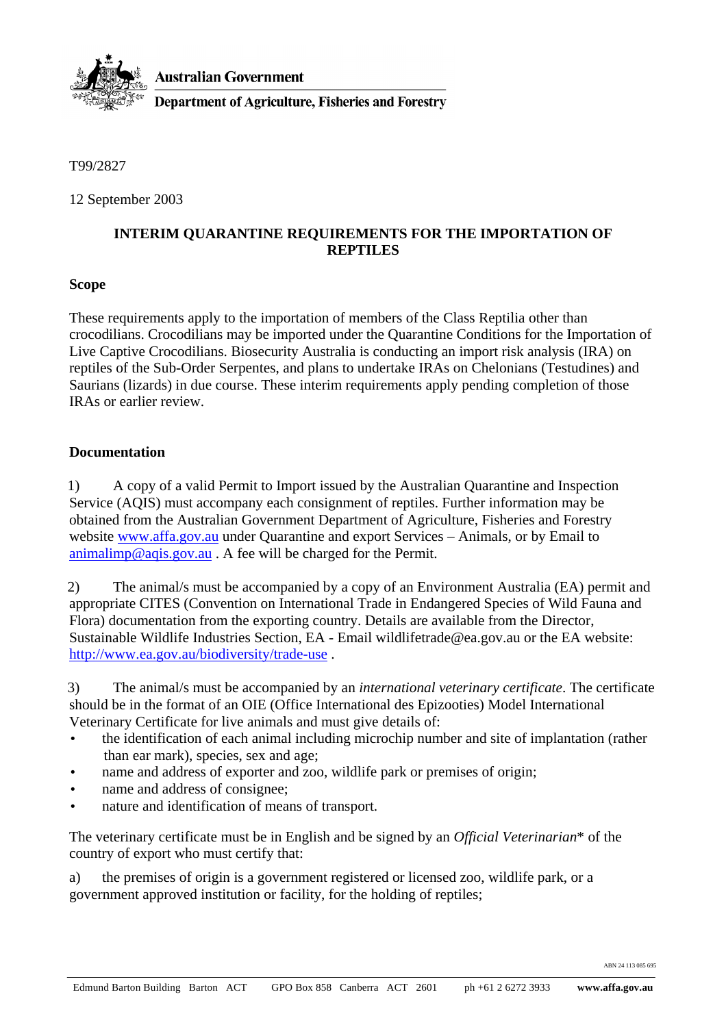Australian Government

Department of Agriculture, Fisheries and Forestry

T99/2827

12 September 2003

## INTERIM QUARANTINE REQUIREMENTS FOR THE IMPORTATION OF REPTILES

### Scope

These requirements apply to the importation of members of the Class Reptilia other than crocodilians. Crocodilians may be imported under the Quarantine Conditions for the Importation of Live Captive Crocodilians. Biosecurity Australia is conducting an import risk analysis (IRA) on reptiles of the Sub-Order Serpentes, and plans to undertake IRAs on Chelonians (Testudines) and Saurians (lizards) in due course. These interim requirements apply pending completion of those IRAs or earlier review.

### Documentation

1) A copy of a valid Permit to Import issued by the Australian Quarantine and Inspection Service (AQIS) must accompany each consignment of reptiles. Further information may be obtained from the Australian Government Department of Agriculture, Fisheries and Forestry website www.affa.gov.au under Quarantine and export Services – Animals, or by Email to animalimp@aqis.gov.au . A fee will be charged for the Permit.

2) The animal/s must be accompanied by a copy of an Environment Australia (EA) permit and appropriate CITES (Convention on International Trade in Endangered Species of Wild Fauna and Flora) documentation from the exporting country. Details are available from the Director, Sustainable Wildlife Industries Section, EA - Email wildlifetrade@ea.gov.au or the EA website: http://www.ea.gov.au/biodiversity/trade-use .

3) The animal/s must be accompanied by an *international veterinary certificate*. The certificate should be in the format of an OIE (Office International des Epizooties) Model International Veterinary Certificate for live animals and must give details of:

- the identification of each animal including microchip number and site of implantation (rather than ear mark), species, sex and age;
- name and address of exporter and zoo, wildlife park or premises of origin;
- name and address of consignee;
- nature and identification of means of transport.

The veterinary certificate must be in English and be signed by an *Official Veterinarian*\* of the country of export who must certify that:

a) the premises of origin is a government registered or licensed zoo, wildlife park, or a government approved institution or facility, for the holding of reptiles;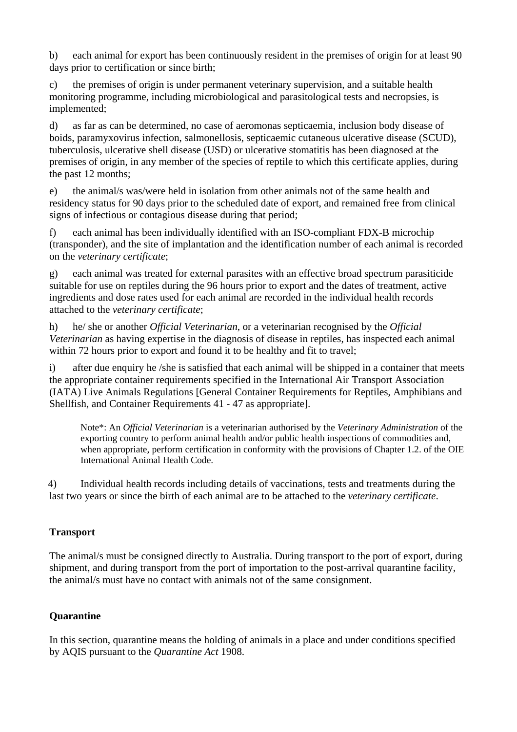b) each animal for export has been continuously resident in the premises of origin for at least 90 days prior to certification or since birth;

c) the premises of origin is under permanent veterinary supervision, and a suitable health monitoring programme, including microbiological and parasitological tests and necropsies, is implemented;

d) as far as can be determined, no case of aeromonas septicaemia, inclusion body disease of boids, paramyxovirus infection, salmonellosis, septicaemic cutaneous ulcerative disease (SCUD), tuberculosis, ulcerative shell disease (USD) or ulcerative stomatitis has been diagnosed at the premises of origin, in any member of the species of reptile to which this certificate applies, during the past 12 months;

e) the animal/s was/were held in isolation from other animals not of the same health and residency status for 90 days prior to the scheduled date of export, and remained free from clinical signs of infectious or contagious disease during that period;

f) each animal has been individually identified with an ISO-compliant FDX-B microchip (transponder), and the site of implantation and the identification number of each animal is recorded on the *veterinary certificate*;

g) each animal was treated for external parasites with an effective broad spectrum parasiticide suitable for use on reptiles during the 96 hours prior to export and the dates of treatment, active ingredients and dose rates used for each animal are recorded in the individual health records attached to the *veterinary certificate*;

h) he/ she or another *Official Veterinarian*, or a veterinarian recognised by the *Official Veterinarian* as having expertise in the diagnosis of disease in reptiles, has inspected each animal within 72 hours prior to export and found it to be healthy and fit to travel;

i) after due enquiry he /she is satisfied that each animal will be shipped in a container that meets the appropriate container requirements specified in the International Air Transport Association (IATA) Live Animals Regulations [General Container Requirements for Reptiles, Amphibians and Shellfish, and Container Requirements 41 - 47 as appropriate].

> Note*: An *Official Veterinarian* is a veterinarian authorised by the *Veterinary Administration* of the exporting country to perform animal health and/or public health inspections of commodities and, when appropriate, perform certification in conformity with the provisions of Chapter 1.2. of the OIE International Animal Health Code.

4) Individual health records including details of vaccinations, tests and treatments during the last two years or since the birth of each animal are to be attached to the *veterinary certificate*.

**Transport**

The animal/s must be consigned directly to Australia. During transport to the port of export, during shipment, and during transport from the port of importation to the post-arrival quarantine facility, the animal/s must have no contact with animals not of the same consignment.

**Quarantine**

In this section, quarantine means the holding of animals in a place and under conditions specified by AQIS pursuant to the *Quarantine Act* 1908.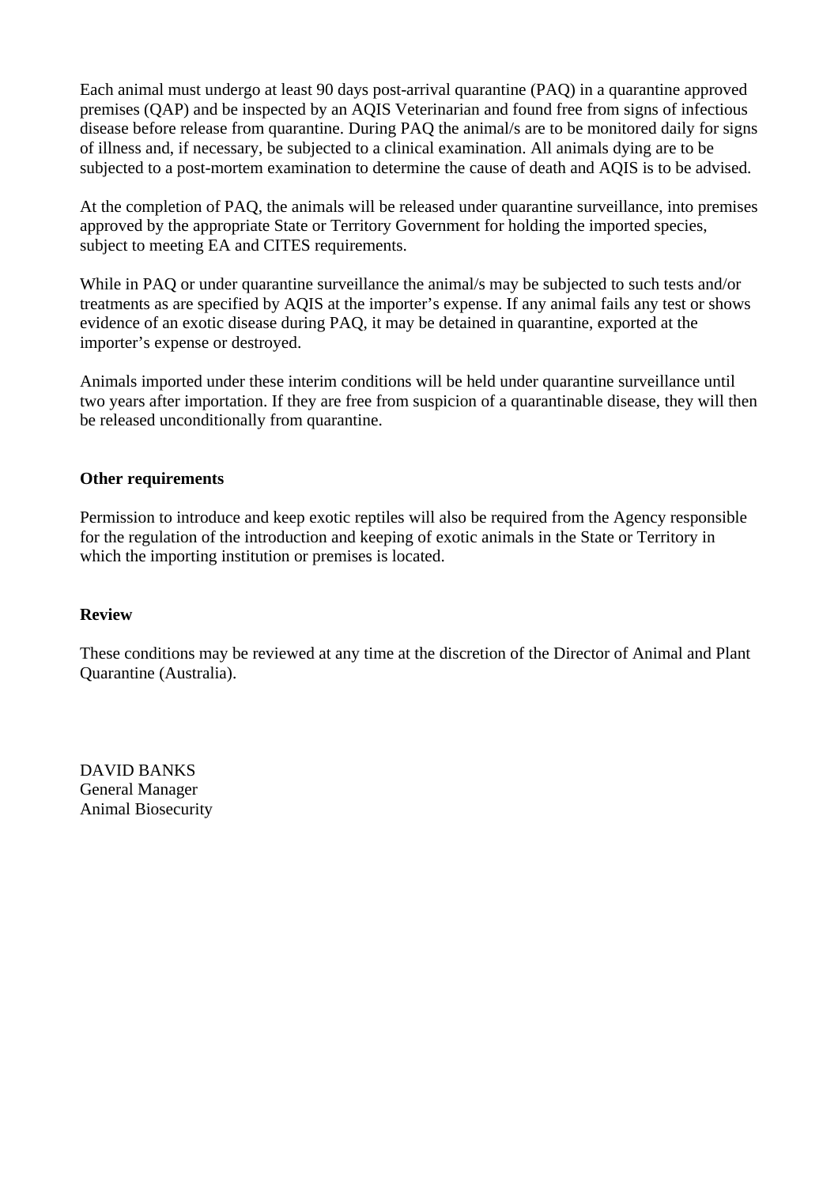Each animal must undergo at least 90 days post-arrival quarantine (PAQ) in a quarantine approved premises (QAP) and be inspected by an AQIS Veterinarian and found free from signs of infectious disease before release from quarantine. During PAQ the animal/s are to be monitored daily for signs of illness and, if necessary, be subjected to a clinical examination. All animals dying are to be subjected to a post-mortem examination to determine the cause of death and AQIS is to be advised.

At the completion of PAQ, the animals will be released under quarantine surveillance, into premises approved by the appropriate State or Territory Government for holding the imported species, subject to meeting EA and CITES requirements.

While in PAQ or under quarantine surveillance the animal/s may be subjected to such tests and/or treatments as are specified by AQIS at the importer's expense. If any animal fails any test or shows evidence of an exotic disease during PAQ, it may be detained in quarantine, exported at the importer's expense or destroyed.

Animals imported under these interim conditions will be held under quarantine surveillance until two years after importation. If they are free from suspicion of a quarantinable disease, they will then be released unconditionally from quarantine.

**Other requirements**

Permission to introduce and keep exotic reptiles will also be required from the Agency responsible for the regulation of the introduction and keeping of exotic animals in the State or Territory in which the importing institution or premises is located.

**Review**

These conditions may be reviewed at any time at the discretion of the Director of Animal and Plant Quarantine (Australia).

DAVID BANKS
General Manager
Animal Biosecurity